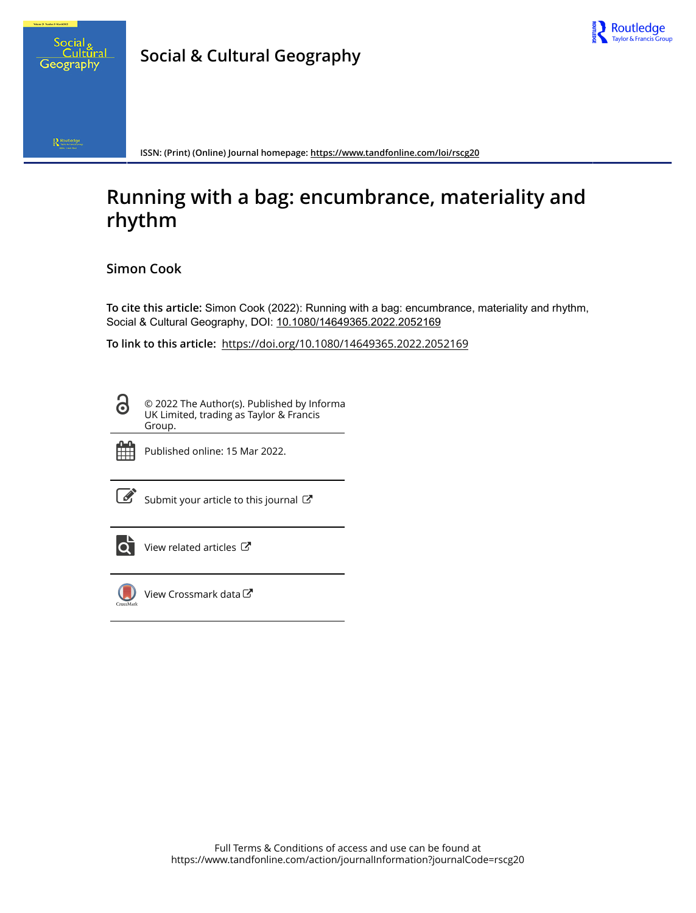# Social & Cultural Geography

ISSN: (Print) (Online) Journal homepage: https://www.tandfonline.com/loi/rscg20

# Running with a bag: encumbrance, materiality and rhythm

## Simon Cook

**To cite this article:** Simon Cook (2022): Running with a bag: encumbrance, materiality and rhythm, Social & Cultural Geography, DOI: 10.1080/14649365.2022.2052169

**To link to this article:** https://doi.org/10.1080/14649365.2022.2052169

© 2022 The Author(s). Published by Informa UK Limited, trading as Taylor & Francis Group.

Published online: 15 Mar 2022.

Submit your article to this journal

View related articles

View Crossmark data

Full Terms & Conditions of access and use can be found at https://www.tandfonline.com/action/journalInformation?journalCode=rscg20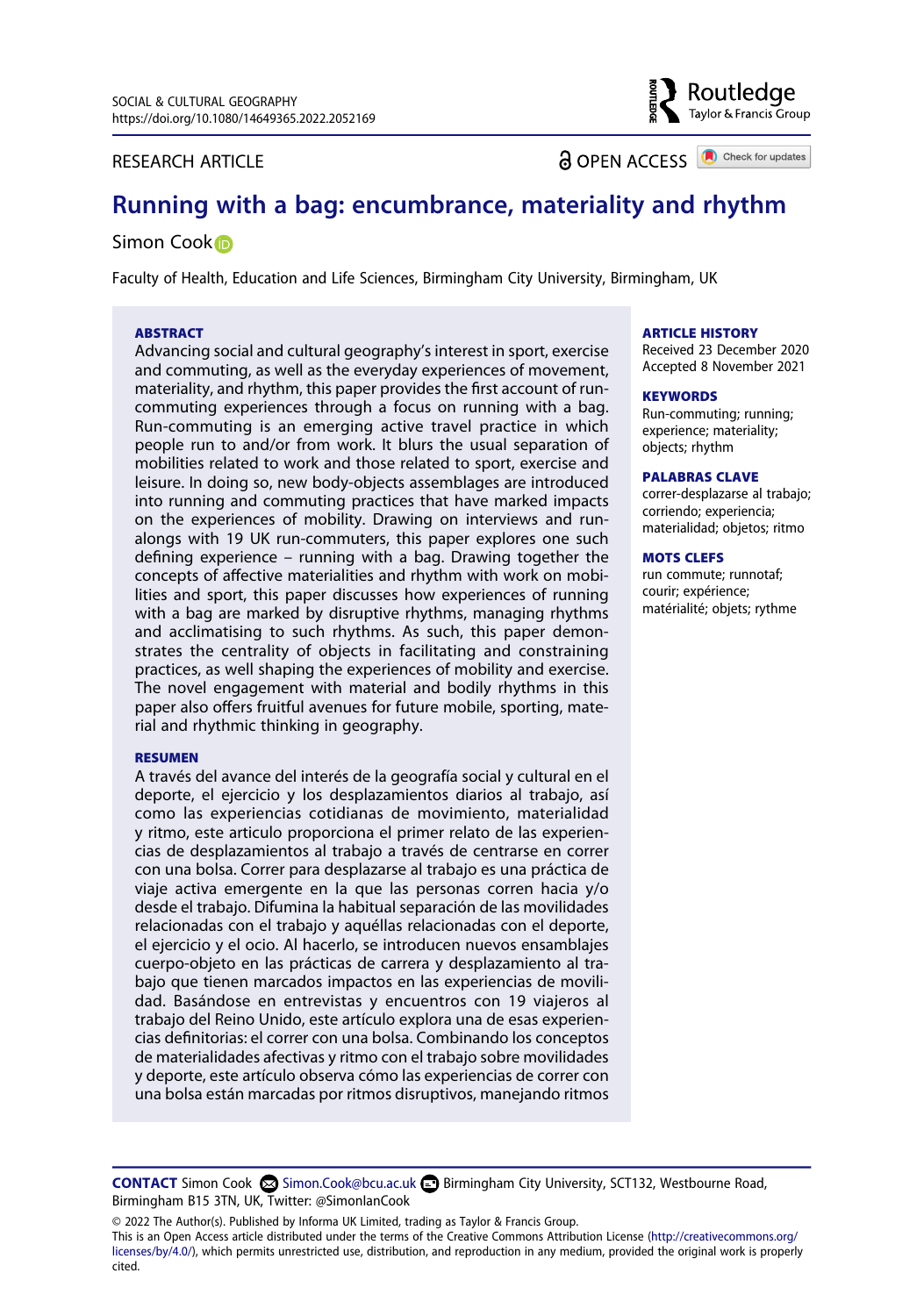SOCIAL & CULTURAL GEOGRAPHY
https://doi.org/10.1080/14649365.2022.2052169

RESEARCH ARTICLE

OPEN ACCESS

# Running with a bag: encumbrance, materiality and rhythm

Simon Cook

Faculty of Health, Education and Life Sciences, Birmingham City University, Birmingham, UK

## ABSTRACT

Advancing social and cultural geography's interest in sport, exercise and commuting, as well as the everyday experiences of movement, materiality, and rhythm, this paper provides the first account of run-commuting experiences through a focus on running with a bag. Run-commuting is an emerging active travel practice in which people run to and/or from work. It blurs the usual separation of mobilities related to work and those related to sport, exercise and leisure. In doing so, new body-objects assemblages are introduced into running and commuting practices that have marked impacts on the experiences of mobility. Drawing on interviews and run-alongs with 19 UK run-commuters, this paper explores one such defining experience – running with a bag. Drawing together the concepts of affective materialities and rhythm with work on mobilities and sport, this paper discusses how experiences of running with a bag are marked by disruptive rhythms, managing rhythms and acclimatising to such rhythms. As such, this paper demonstrates the centrality of objects in facilitating and constraining practices, as well shaping the experiences of mobility and exercise. The novel engagement with material and bodily rhythms in this paper also offers fruitful avenues for future mobile, sporting, material and rhythmic thinking in geography.

## RESUMEN

A través del avance del interés de la geografía social y cultural en el deporte, el ejercicio y los desplazamientos diarios al trabajo, así como las experiencias cotidianas de movimiento, materialidad y ritmo, este articulo proporciona el primer relato de las experiencias de desplazamientos al trabajo a través de centrarse en correr con una bolsa. Correr para desplazarse al trabajo es una práctica de viaje activa emergente en la que las personas corren hacia y/o desde el trabajo. Difumina la habitual separación de las movilidades relacionadas con el trabajo y aquéllas relacionadas con el deporte, el ejercicio y el ocio. Al hacerlo, se introducen nuevos ensamblajes cuerpo-objeto en las prácticas de carrera y desplazamiento al trabajo que tienen marcados impactos en las experiencias de movilidad. Basándose en entrevistas y encuentros con 19 viajeros al trabajo del Reino Unido, este artículo explora una de esas experiencias definitorias: el correr con una bolsa. Combinando los conceptos de materialidades afectivas y ritmo con el trabajo sobre movilidades y deporte, este artículo observa cómo las experiencias de correr con una bolsa están marcadas por ritmos disruptivos, manejando ritmos

**ARTICLE HISTORY**
Received 23 December 2020
Accepted 8 November 2021

**KEYWORDS**
Run-commuting; running; experience; materiality; objects; rhythm

**PALABRAS CLAVE**
correr-desplazarse al trabajo; corriendo; experiencia; materialidad; objetos; ritmo

**MOTS CLEFS**
run commute; runnotaf; courir; expérience; matérialité; objets; rythme

**CONTACT** Simon Cook Simon.Cook@bcu.ac.uk Birmingham City University, SCT132, Westbourne Road, Birmingham B15 3TN, UK, Twitter: @SimonIanCook

© 2022 The Author(s). Published by Informa UK Limited, trading as Taylor & Francis Group.
This is an Open Access article distributed under the terms of the Creative Commons Attribution License (http://creativecommons.org/licenses/by/4.0/), which permits unrestricted use, distribution, and reproduction in any medium, provided the original work is properly cited.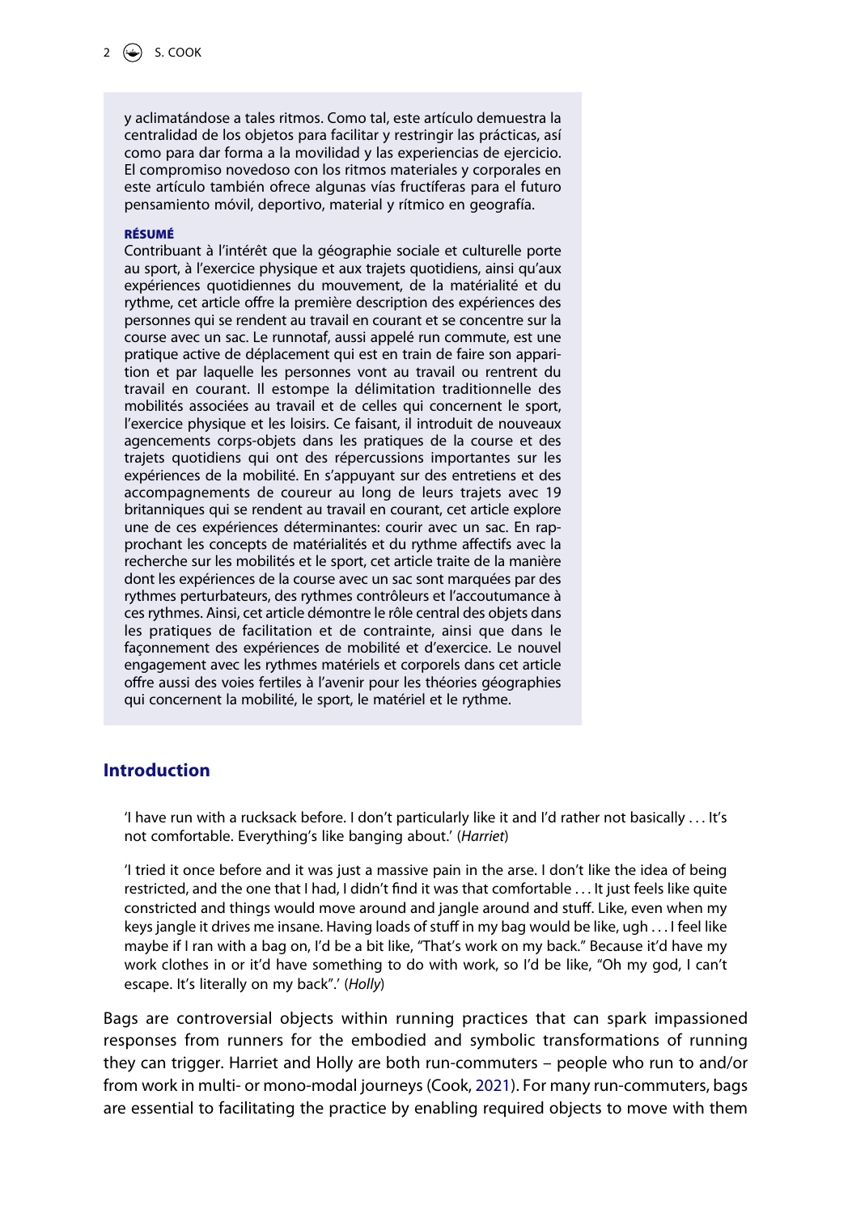y aclimatándose a tales ritmos. Como tal, este artículo demuestra la centralidad de los objetos para facilitar y restringir las prácticas, así como para dar forma a la movilidad y las experiencias de ejercicio. El compromiso novedoso con los ritmos materiales y corporales en este artículo también ofrece algunas vías fructíferas para el futuro pensamiento móvil, deportivo, material y rítmico en geografía.

**RÉSUMÉ**

Contribuant à l'intérêt que la géographie sociale et culturelle porte au sport, à l'exercice physique et aux trajets quotidiens, ainsi qu'aux expériences quotidiennes du mouvement, de la matérialité et du rythme, cet article offre la première description des expériences des personnes qui se rendent au travail en courant et se concentre sur la course avec un sac. Le runnotaf, aussi appelé run commute, est une pratique active de déplacement qui est en train de faire son apparition et par laquelle les personnes vont au travail ou rentrent du travail en courant. Il estompe la délimitation traditionnelle des mobilités associées au travail et de celles qui concernent le sport, l'exercice physique et les loisirs. Ce faisant, il introduit de nouveaux agencements corps-objets dans les pratiques de la course et des trajets quotidiens qui ont des répercussions importantes sur les expériences de la mobilité. En s'appuyant sur des entretiens et des accompagnements de coureur au long de leurs trajets avec 19 britanniques qui se rendent au travail en courant, cet article explore une de ces expériences déterminantes: courir avec un sac. En rapprochant les concepts de matérialités et du rythme affectifs avec la recherche sur les mobilités et le sport, cet article traite de la manière dont les expériences de la course avec un sac sont marquées par des rythmes perturbateurs, des rythmes contrôleurs et l'accoutumance à ces rythmes. Ainsi, cet article démontre le rôle central des objets dans les pratiques de facilitation et de contrainte, ainsi que dans le façonnement des expériences de mobilité et d'exercice. Le nouvel engagement avec les rythmes matériels et corporels dans cet article offre aussi des voies fertiles à l'avenir pour les théories géographies qui concernent la mobilité, le sport, le matériel et le rythme.

## Introduction

> 'I have run with a rucksack before. I don't particularly like it and I'd rather not basically . . . It's not comfortable. Everything's like banging about.' (*Harriet*)

> 'I tried it once before and it was just a massive pain in the arse. I don't like the idea of being restricted, and the one that I had, I didn't find it was that comfortable . . . It just feels like quite constricted and things would move around and jangle around and stuff. Like, even when my keys jangle it drives me insane. Having loads of stuff in my bag would be like, ugh . . . I feel like maybe if I ran with a bag on, I'd be a bit like, "That's work on my back." Because it'd have my work clothes in or it'd have something to do with work, so I'd be like, "Oh my god, I can't escape. It's literally on my back".' (*Holly*)

Bags are controversial objects within running practices that can spark impassioned responses from runners for the embodied and symbolic transformations of running they can trigger. Harriet and Holly are both run-commuters – people who run to and/or from work in multi- or mono-modal journeys (Cook, 2021). For many run-commuters, bags are essential to facilitating the practice by enabling required objects to move with them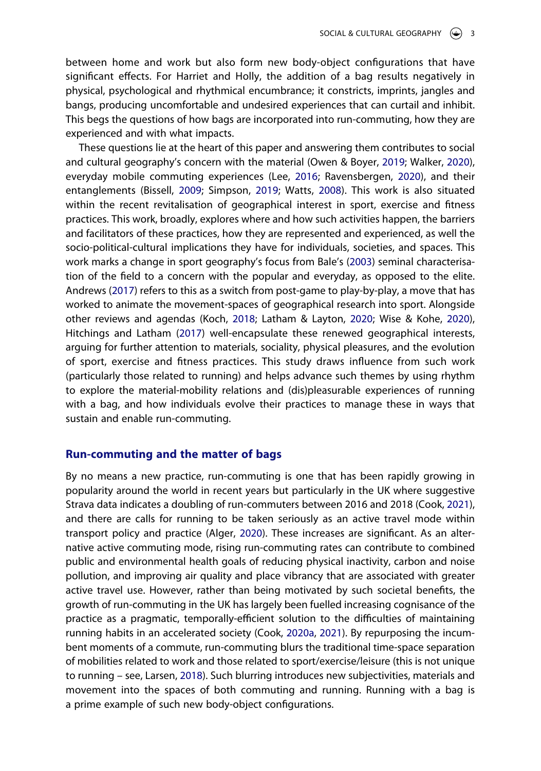between home and work but also form new body-object configurations that have significant effects. For Harriet and Holly, the addition of a bag results negatively in physical, psychological and rhythmical encumbrance; it constricts, imprints, jangles and bangs, producing uncomfortable and undesired experiences that can curtail and inhibit. This begs the questions of how bags are incorporated into run-commuting, how they are experienced and with what impacts.

These questions lie at the heart of this paper and answering them contributes to social and cultural geography's concern with the material (Owen & Boyer, 2019; Walker, 2020), everyday mobile commuting experiences (Lee, 2016; Ravensbergen, 2020), and their entanglements (Bissell, 2009; Simpson, 2019; Watts, 2008). This work is also situated within the recent revitalisation of geographical interest in sport, exercise and fitness practices. This work, broadly, explores where and how such activities happen, the barriers and facilitators of these practices, how they are represented and experienced, as well the socio-political-cultural implications they have for individuals, societies, and spaces. This work marks a change in sport geography's focus from Bale's (2003) seminal characterisation of the field to a concern with the popular and everyday, as opposed to the elite. Andrews (2017) refers to this as a switch from post-game to play-by-play, a move that has worked to animate the movement-spaces of geographical research into sport. Alongside other reviews and agendas (Koch, 2018; Latham & Layton, 2020; Wise & Kohe, 2020), Hitchings and Latham (2017) well-encapsulate these renewed geographical interests, arguing for further attention to materials, sociality, physical pleasures, and the evolution of sport, exercise and fitness practices. This study draws influence from such work (particularly those related to running) and helps advance such themes by using rhythm to explore the material-mobility relations and (dis)pleasurable experiences of running with a bag, and how individuals evolve their practices to manage these in ways that sustain and enable run-commuting.

## Run-commuting and the matter of bags

By no means a new practice, run-commuting is one that has been rapidly growing in popularity around the world in recent years but particularly in the UK where suggestive Strava data indicates a doubling of run-commuters between 2016 and 2018 (Cook, 2021), and there are calls for running to be taken seriously as an active travel mode within transport policy and practice (Alger, 2020). These increases are significant. As an alternative active commuting mode, rising run-commuting rates can contribute to combined public and environmental health goals of reducing physical inactivity, carbon and noise pollution, and improving air quality and place vibrancy that are associated with greater active travel use. However, rather than being motivated by such societal benefits, the growth of run-commuting in the UK has largely been fuelled increasing cognisance of the practice as a pragmatic, temporally-efficient solution to the difficulties of maintaining running habits in an accelerated society (Cook, 2020a, 2021). By repurposing the incumbent moments of a commute, run-commuting blurs the traditional time-space separation of mobilities related to work and those related to sport/exercise/leisure (this is not unique to running – see, Larsen, 2018). Such blurring introduces new subjectivities, materials and movement into the spaces of both commuting and running. Running with a bag is a prime example of such new body-object configurations.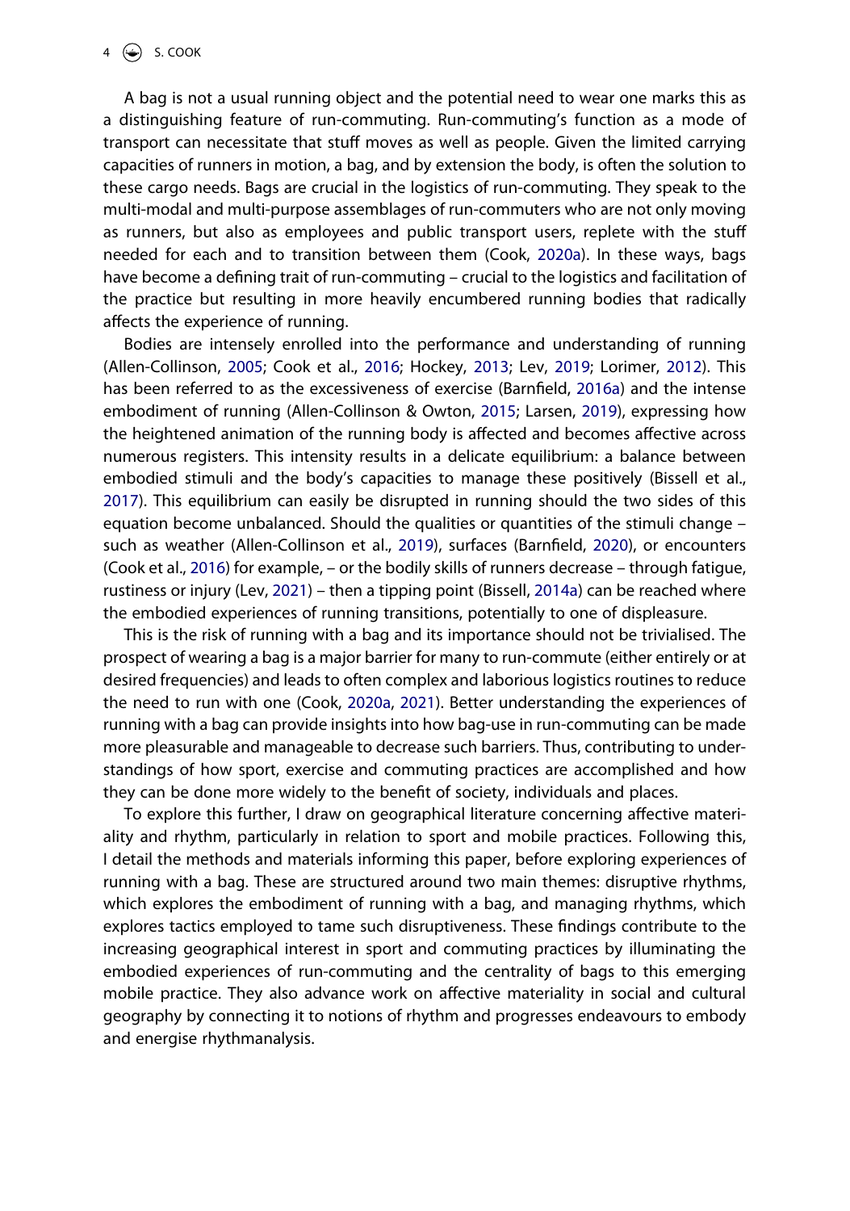A bag is not a usual running object and the potential need to wear one marks this as a distinguishing feature of run-commuting. Run-commuting's function as a mode of transport can necessitate that stuff moves as well as people. Given the limited carrying capacities of runners in motion, a bag, and by extension the body, is often the solution to these cargo needs. Bags are crucial in the logistics of run-commuting. They speak to the multi-modal and multi-purpose assemblages of run-commuters who are not only moving as runners, but also as employees and public transport users, replete with the stuff needed for each and to transition between them (Cook, 2020a). In these ways, bags have become a defining trait of run-commuting – crucial to the logistics and facilitation of the practice but resulting in more heavily encumbered running bodies that radically affects the experience of running.

Bodies are intensely enrolled into the performance and understanding of running (Allen-Collinson, 2005; Cook et al., 2016; Hockey, 2013; Lev, 2019; Lorimer, 2012). This has been referred to as the excessiveness of exercise (Barnfield, 2016a) and the intense embodiment of running (Allen-Collinson & Owton, 2015; Larsen, 2019), expressing how the heightened animation of the running body is affected and becomes affective across numerous registers. This intensity results in a delicate equilibrium: a balance between embodied stimuli and the body's capacities to manage these positively (Bissell et al., 2017). This equilibrium can easily be disrupted in running should the two sides of this equation become unbalanced. Should the qualities or quantities of the stimuli change – such as weather (Allen-Collinson et al., 2019), surfaces (Barnfield, 2020), or encounters (Cook et al., 2016) for example, – or the bodily skills of runners decrease – through fatigue, rustiness or injury (Lev, 2021) – then a tipping point (Bissell, 2014a) can be reached where the embodied experiences of running transitions, potentially to one of displeasure.

This is the risk of running with a bag and its importance should not be trivialised. The prospect of wearing a bag is a major barrier for many to run-commute (either entirely or at desired frequencies) and leads to often complex and laborious logistics routines to reduce the need to run with one (Cook, 2020a, 2021). Better understanding the experiences of running with a bag can provide insights into how bag-use in run-commuting can be made more pleasurable and manageable to decrease such barriers. Thus, contributing to understandings of how sport, exercise and commuting practices are accomplished and how they can be done more widely to the benefit of society, individuals and places.

To explore this further, I draw on geographical literature concerning affective materiality and rhythm, particularly in relation to sport and mobile practices. Following this, I detail the methods and materials informing this paper, before exploring experiences of running with a bag. These are structured around two main themes: disruptive rhythms, which explores the embodiment of running with a bag, and managing rhythms, which explores tactics employed to tame such disruptiveness. These findings contribute to the increasing geographical interest in sport and commuting practices by illuminating the embodied experiences of run-commuting and the centrality of bags to this emerging mobile practice. They also advance work on affective materiality in social and cultural geography by connecting it to notions of rhythm and progresses endeavours to embody and energise rhythmanalysis.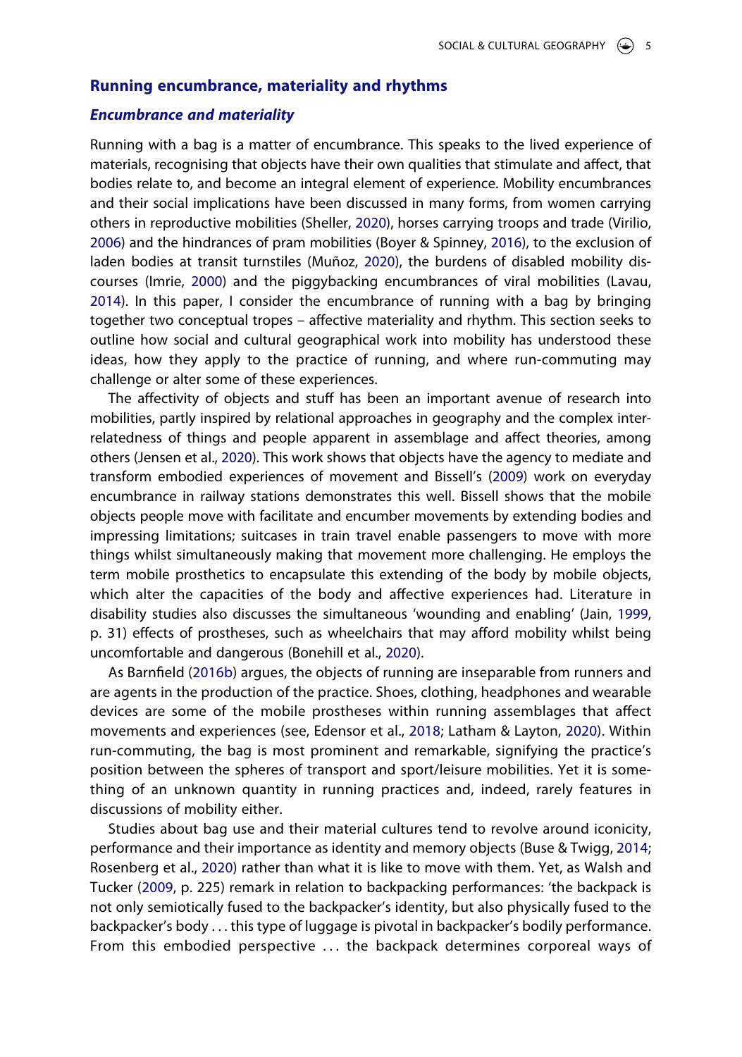## Running encumbrance, materiality and rhythms

### *Encumbrance and materiality*

Running with a bag is a matter of encumbrance. This speaks to the lived experience of materials, recognising that objects have their own qualities that stimulate and affect, that bodies relate to, and become an integral element of experience. Mobility encumbrances and their social implications have been discussed in many forms, from women carrying others in reproductive mobilities (Sheller, 2020), horses carrying troops and trade (Virilio, 2006) and the hindrances of pram mobilities (Boyer & Spinney, 2016), to the exclusion of laden bodies at transit turnstiles (Muñoz, 2020), the burdens of disabled mobility discourses (Imrie, 2000) and the piggybacking encumbrances of viral mobilities (Lavau, 2014). In this paper, I consider the encumbrance of running with a bag by bringing together two conceptual tropes – affective materiality and rhythm. This section seeks to outline how social and cultural geographical work into mobility has understood these ideas, how they apply to the practice of running, and where run-commuting may challenge or alter some of these experiences.

The affectivity of objects and stuff has been an important avenue of research into mobilities, partly inspired by relational approaches in geography and the complex interrelatedness of things and people apparent in assemblage and affect theories, among others (Jensen et al., 2020). This work shows that objects have the agency to mediate and transform embodied experiences of movement and Bissell's (2009) work on everyday encumbrance in railway stations demonstrates this well. Bissell shows that the mobile objects people move with facilitate and encumber movements by extending bodies and impressing limitations; suitcases in train travel enable passengers to move with more things whilst simultaneously making that movement more challenging. He employs the term mobile prosthetics to encapsulate this extending of the body by mobile objects, which alter the capacities of the body and affective experiences had. Literature in disability studies also discusses the simultaneous 'wounding and enabling' (Jain, 1999, p. 31) effects of prostheses, such as wheelchairs that may afford mobility whilst being uncomfortable and dangerous (Bonehill et al., 2020).

As Barnfield (2016b) argues, the objects of running are inseparable from runners and are agents in the production of the practice. Shoes, clothing, headphones and wearable devices are some of the mobile prostheses within running assemblages that affect movements and experiences (see, Edensor et al., 2018; Latham & Layton, 2020). Within run-commuting, the bag is most prominent and remarkable, signifying the practice's position between the spheres of transport and sport/leisure mobilities. Yet it is something of an unknown quantity in running practices and, indeed, rarely features in discussions of mobility either.

Studies about bag use and their material cultures tend to revolve around iconicity, performance and their importance as identity and memory objects (Buse & Twigg, 2014; Rosenberg et al., 2020) rather than what it is like to move with them. Yet, as Walsh and Tucker (2009, p. 225) remark in relation to backpacking performances: 'the backpack is not only semiotically fused to the backpacker's identity, but also physically fused to the backpacker's body ... this type of luggage is pivotal in backpacker's bodily performance. From this embodied perspective ... the backpack determines corporeal ways of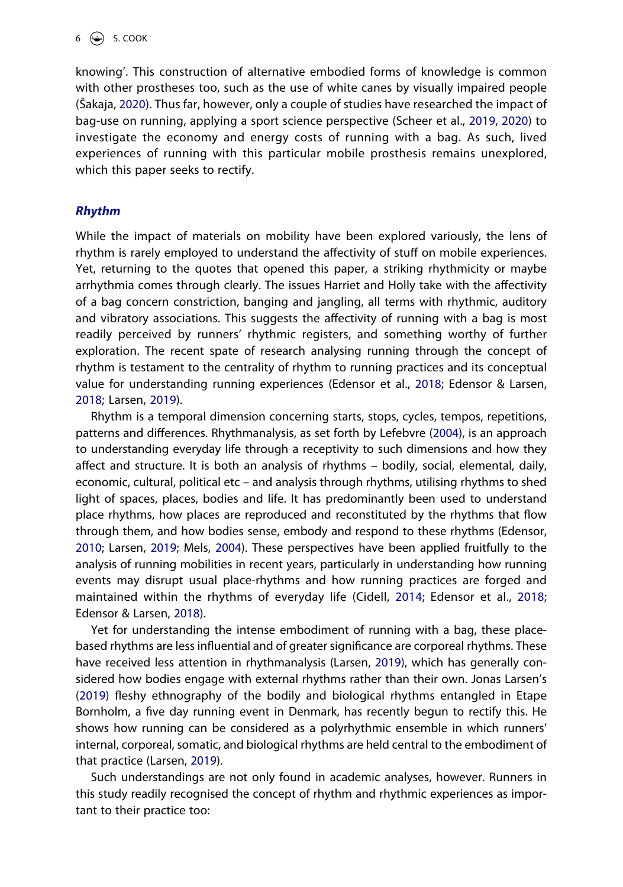knowing'. This construction of alternative embodied forms of knowledge is common with other prostheses too, such as the use of white canes by visually impaired people (Šakaja, 2020). Thus far, however, only a couple of studies have researched the impact of bag-use on running, applying a sport science perspective (Scheer et al., 2019, 2020) to investigate the economy and energy costs of running with a bag. As such, lived experiences of running with this particular mobile prosthesis remains unexplored, which this paper seeks to rectify.

### *Rhythm*

While the impact of materials on mobility have been explored variously, the lens of rhythm is rarely employed to understand the affectivity of stuff on mobile experiences. Yet, returning to the quotes that opened this paper, a striking rhythmicity or maybe arrhythmia comes through clearly. The issues Harriet and Holly take with the affectivity of a bag concern constriction, banging and jangling, all terms with rhythmic, auditory and vibratory associations. This suggests the affectivity of running with a bag is most readily perceived by runners' rhythmic registers, and something worthy of further exploration. The recent spate of research analysing running through the concept of rhythm is testament to the centrality of rhythm to running practices and its conceptual value for understanding running experiences (Edensor et al., 2018; Edensor & Larsen, 2018; Larsen, 2019).

Rhythm is a temporal dimension concerning starts, stops, cycles, tempos, repetitions, patterns and differences. Rhythmanalysis, as set forth by Lefebvre (2004), is an approach to understanding everyday life through a receptivity to such dimensions and how they affect and structure. It is both an analysis of rhythms – bodily, social, elemental, daily, economic, cultural, political etc – and analysis through rhythms, utilising rhythms to shed light of spaces, places, bodies and life. It has predominantly been used to understand place rhythms, how places are reproduced and reconstituted by the rhythms that flow through them, and how bodies sense, embody and respond to these rhythms (Edensor, 2010; Larsen, 2019; Mels, 2004). These perspectives have been applied fruitfully to the analysis of running mobilities in recent years, particularly in understanding how running events may disrupt usual place-rhythms and how running practices are forged and maintained within the rhythms of everyday life (Cidell, 2014; Edensor et al., 2018; Edensor & Larsen, 2018).

Yet for understanding the intense embodiment of running with a bag, these place-based rhythms are less influential and of greater significance are corporeal rhythms. These have received less attention in rhythmanalysis (Larsen, 2019), which has generally considered how bodies engage with external rhythms rather than their own. Jonas Larsen's (2019) fleshy ethnography of the bodily and biological rhythms entangled in Etape Bornholm, a five day running event in Denmark, has recently begun to rectify this. He shows how running can be considered as a polyrhythmic ensemble in which runners' internal, corporeal, somatic, and biological rhythms are held central to the embodiment of that practice (Larsen, 2019).

Such understandings are not only found in academic analyses, however. Runners in this study readily recognised the concept of rhythm and rhythmic experiences as important to their practice too: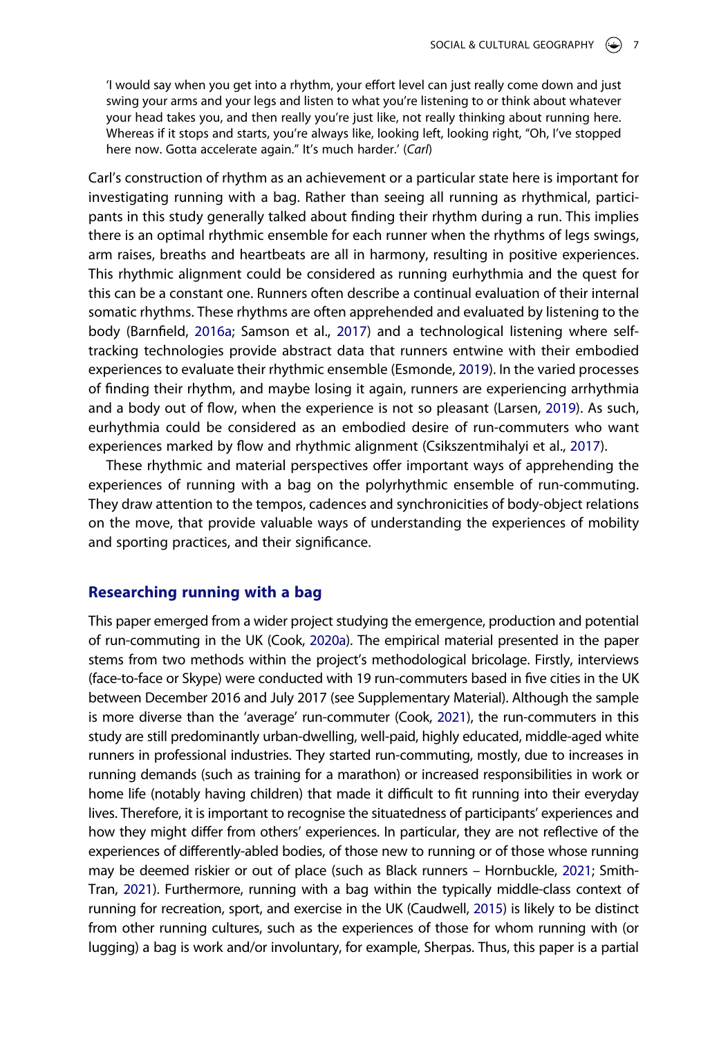> 'I would say when you get into a rhythm, your effort level can just really come down and just swing your arms and your legs and listen to what you're listening to or think about whatever your head takes you, and then really you're just like, not really thinking about running here. Whereas if it stops and starts, you're always like, looking left, looking right, "Oh, I've stopped here now. Gotta accelerate again." It's much harder.' (*Carl*)

Carl's construction of rhythm as an achievement or a particular state here is important for investigating running with a bag. Rather than seeing all running as rhythmical, participants in this study generally talked about finding their rhythm during a run. This implies there is an optimal rhythmic ensemble for each runner when the rhythms of legs swings, arm raises, breaths and heartbeats are all in harmony, resulting in positive experiences. This rhythmic alignment could be considered as running eurhythmia and the quest for this can be a constant one. Runners often describe a continual evaluation of their internal somatic rhythms. These rhythms are often apprehended and evaluated by listening to the body (Barnfield, 2016a; Samson et al., 2017) and a technological listening where self-tracking technologies provide abstract data that runners entwine with their embodied experiences to evaluate their rhythmic ensemble (Esmonde, 2019). In the varied processes of finding their rhythm, and maybe losing it again, runners are experiencing arrhythmia and a body out of flow, when the experience is not so pleasant (Larsen, 2019). As such, eurhythmia could be considered as an embodied desire of run-commuters who want experiences marked by flow and rhythmic alignment (Csikszentmihalyi et al., 2017).

These rhythmic and material perspectives offer important ways of apprehending the experiences of running with a bag on the polyrhythmic ensemble of run-commuting. They draw attention to the tempos, cadences and synchronicities of body-object relations on the move, that provide valuable ways of understanding the experiences of mobility and sporting practices, and their significance.

## Researching running with a bag

This paper emerged from a wider project studying the emergence, production and potential of run-commuting in the UK (Cook, 2020a). The empirical material presented in the paper stems from two methods within the project's methodological bricolage. Firstly, interviews (face-to-face or Skype) were conducted with 19 run-commuters based in five cities in the UK between December 2016 and July 2017 (see Supplementary Material). Although the sample is more diverse than the 'average' run-commuter (Cook, 2021), the run-commuters in this study are still predominantly urban-dwelling, well-paid, highly educated, middle-aged white runners in professional industries. They started run-commuting, mostly, due to increases in running demands (such as training for a marathon) or increased responsibilities in work or home life (notably having children) that made it difficult to fit running into their everyday lives. Therefore, it is important to recognise the situatedness of participants' experiences and how they might differ from others' experiences. In particular, they are not reflective of the experiences of differently-abled bodies, of those new to running or of those whose running may be deemed riskier or out of place (such as Black runners – Hornbuckle, 2021; Smith-Tran, 2021). Furthermore, running with a bag within the typically middle-class context of running for recreation, sport, and exercise in the UK (Caudwell, 2015) is likely to be distinct from other running cultures, such as the experiences of those for whom running with (or lugging) a bag is work and/or involuntary, for example, Sherpas. Thus, this paper is a partial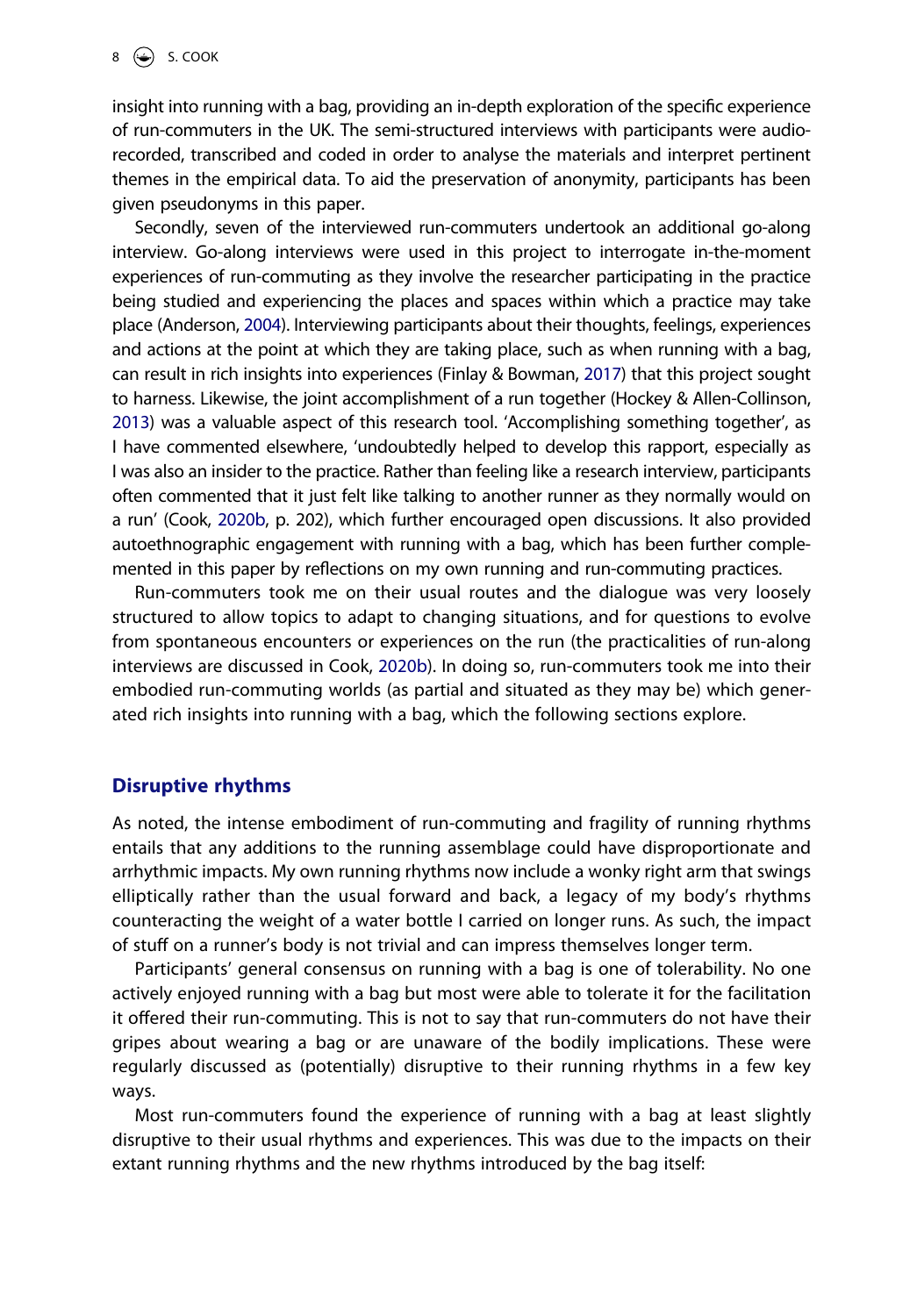insight into running with a bag, providing an in-depth exploration of the specific experience of run-commuters in the UK. The semi-structured interviews with participants were audio-recorded, transcribed and coded in order to analyse the materials and interpret pertinent themes in the empirical data. To aid the preservation of anonymity, participants has been given pseudonyms in this paper.

Secondly, seven of the interviewed run-commuters undertook an additional go-along interview. Go-along interviews were used in this project to interrogate in-the-moment experiences of run-commuting as they involve the researcher participating in the practice being studied and experiencing the places and spaces within which a practice may take place (Anderson, 2004). Interviewing participants about their thoughts, feelings, experiences and actions at the point at which they are taking place, such as when running with a bag, can result in rich insights into experiences (Finlay & Bowman, 2017) that this project sought to harness. Likewise, the joint accomplishment of a run together (Hockey & Allen-Collinson, 2013) was a valuable aspect of this research tool. 'Accomplishing something together', as I have commented elsewhere, 'undoubtedly helped to develop this rapport, especially as I was also an insider to the practice. Rather than feeling like a research interview, participants often commented that it just felt like talking to another runner as they normally would on a run' (Cook, 2020b, p. 202), which further encouraged open discussions. It also provided autoethnographic engagement with running with a bag, which has been further complemented in this paper by reflections on my own running and run-commuting practices.

Run-commuters took me on their usual routes and the dialogue was very loosely structured to allow topics to adapt to changing situations, and for questions to evolve from spontaneous encounters or experiences on the run (the practicalities of run-along interviews are discussed in Cook, 2020b). In doing so, run-commuters took me into their embodied run-commuting worlds (as partial and situated as they may be) which generated rich insights into running with a bag, which the following sections explore.

## Disruptive rhythms

As noted, the intense embodiment of run-commuting and fragility of running rhythms entails that any additions to the running assemblage could have disproportionate and arrhythmic impacts. My own running rhythms now include a wonky right arm that swings elliptically rather than the usual forward and back, a legacy of my body's rhythms counteracting the weight of a water bottle I carried on longer runs. As such, the impact of stuff on a runner's body is not trivial and can impress themselves longer term.

Participants' general consensus on running with a bag is one of tolerability. No one actively enjoyed running with a bag but most were able to tolerate it for the facilitation it offered their run-commuting. This is not to say that run-commuters do not have their gripes about wearing a bag or are unaware of the bodily implications. These were regularly discussed as (potentially) disruptive to their running rhythms in a few key ways.

Most run-commuters found the experience of running with a bag at least slightly disruptive to their usual rhythms and experiences. This was due to the impacts on their extant running rhythms and the new rhythms introduced by the bag itself: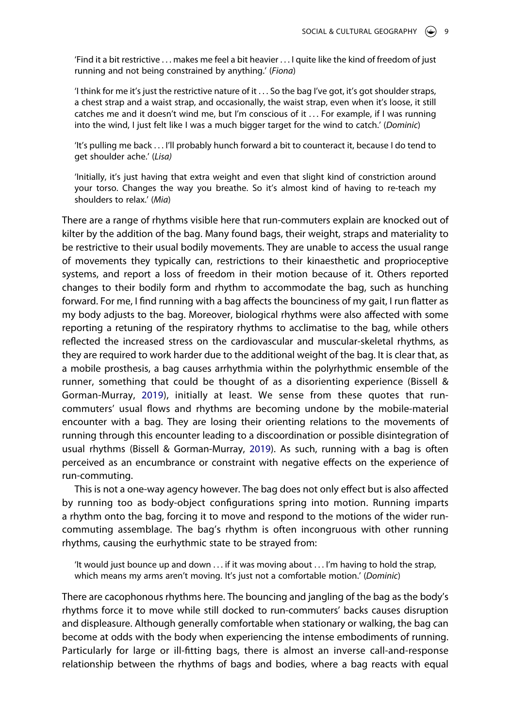'Find it a bit restrictive . . . makes me feel a bit heavier . . . I quite like the kind of freedom of just running and not being constrained by anything.' (*Fiona*)

'I think for me it's just the restrictive nature of it . . . So the bag I've got, it's got shoulder straps, a chest strap and a waist strap, and occasionally, the waist strap, even when it's loose, it still catches me and it doesn't wind me, but I'm conscious of it . . . For example, if I was running into the wind, I just felt like I was a much bigger target for the wind to catch.' (*Dominic*)

'It's pulling me back . . . I'll probably hunch forward a bit to counteract it, because I do tend to get shoulder ache.' (*Lisa)*

'Initially, it's just having that extra weight and even that slight kind of constriction around your torso. Changes the way you breathe. So it's almost kind of having to re-teach my shoulders to relax.' (*Mia*)

There are a range of rhythms visible here that run-commuters explain are knocked out of kilter by the addition of the bag. Many found bags, their weight, straps and materiality to be restrictive to their usual bodily movements. They are unable to access the usual range of movements they typically can, restrictions to their kinaesthetic and proprioceptive systems, and report a loss of freedom in their motion because of it. Others reported changes to their bodily form and rhythm to accommodate the bag, such as hunching forward. For me, I find running with a bag affects the bounciness of my gait, I run flatter as my body adjusts to the bag. Moreover, biological rhythms were also affected with some reporting a retuning of the respiratory rhythms to acclimatise to the bag, while others reflected the increased stress on the cardiovascular and muscular-skeletal rhythms, as they are required to work harder due to the additional weight of the bag. It is clear that, as a mobile prosthesis, a bag causes arrhythmia within the polyrhythmic ensemble of the runner, something that could be thought of as a disorienting experience (Bissell & Gorman-Murray, 2019), initially at least. We sense from these quotes that run-commuters' usual flows and rhythms are becoming undone by the mobile-material encounter with a bag. They are losing their orienting relations to the movements of running through this encounter leading to a discoordination or possible disintegration of usual rhythms (Bissell & Gorman-Murray, 2019). As such, running with a bag is often perceived as an encumbrance or constraint with negative effects on the experience of run-commuting.

This is not a one-way agency however. The bag does not only effect but is also affected by running too as body-object configurations spring into motion. Running imparts a rhythm onto the bag, forcing it to move and respond to the motions of the wider run-commuting assemblage. The bag's rhythm is often incongruous with other running rhythms, causing the eurhythmic state to be strayed from:

'It would just bounce up and down . . . if it was moving about . . . I'm having to hold the strap, which means my arms aren't moving. It's just not a comfortable motion.' (*Dominic*)

There are cacophonous rhythms here. The bouncing and jangling of the bag as the body's rhythms force it to move while still docked to run-commuters' backs causes disruption and displeasure. Although generally comfortable when stationary or walking, the bag can become at odds with the body when experiencing the intense embodiments of running. Particularly for large or ill-fitting bags, there is almost an inverse call-and-response relationship between the rhythms of bags and bodies, where a bag reacts with equal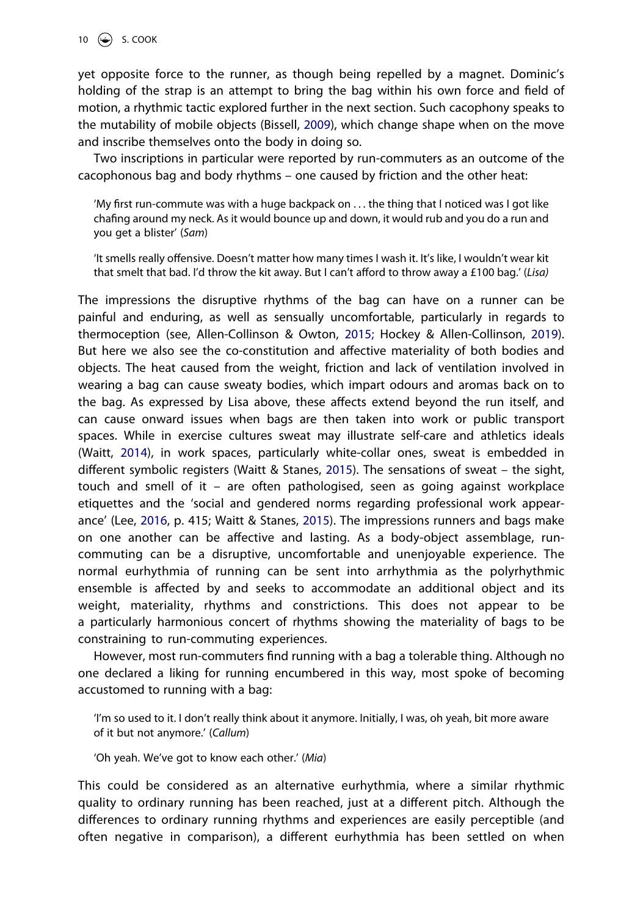yet opposite force to the runner, as though being repelled by a magnet. Dominic's holding of the strap is an attempt to bring the bag within his own force and field of motion, a rhythmic tactic explored further in the next section. Such cacophony speaks to the mutability of mobile objects (Bissell, 2009), which change shape when on the move and inscribe themselves onto the body in doing so.

Two inscriptions in particular were reported by run-commuters as an outcome of the cacophonous bag and body rhythms – one caused by friction and the other heat:

> 'My first run-commute was with a huge backpack on . . . the thing that I noticed was I got like chafing around my neck. As it would bounce up and down, it would rub and you do a run and you get a blister' (*Sam*)

> 'It smells really offensive. Doesn't matter how many times I wash it. It's like, I wouldn't wear kit that smelt that bad. I'd throw the kit away. But I can't afford to throw away a £100 bag.' (*Lisa)*

The impressions the disruptive rhythms of the bag can have on a runner can be painful and enduring, as well as sensually uncomfortable, particularly in regards to thermoception (see, Allen-Collinson & Owton, 2015; Hockey & Allen-Collinson, 2019). But here we also see the co-constitution and affective materiality of both bodies and objects. The heat caused from the weight, friction and lack of ventilation involved in wearing a bag can cause sweaty bodies, which impart odours and aromas back on to the bag. As expressed by Lisa above, these affects extend beyond the run itself, and can cause onward issues when bags are then taken into work or public transport spaces. While in exercise cultures sweat may illustrate self-care and athletics ideals (Waitt, 2014), in work spaces, particularly white-collar ones, sweat is embedded in different symbolic registers (Waitt & Stanes, 2015). The sensations of sweat – the sight, touch and smell of it – are often pathologised, seen as going against workplace etiquettes and the 'social and gendered norms regarding professional work appearance' (Lee, 2016, p. 415; Waitt & Stanes, 2015). The impressions runners and bags make on one another can be affective and lasting. As a body-object assemblage, run-commuting can be a disruptive, uncomfortable and unenjoyable experience. The normal eurhythmia of running can be sent into arrhythmia as the polyrhythmic ensemble is affected by and seeks to accommodate an additional object and its weight, materiality, rhythms and constrictions. This does not appear to be a particularly harmonious concert of rhythms showing the materiality of bags to be constraining to run-commuting experiences.

However, most run-commuters find running with a bag a tolerable thing. Although no one declared a liking for running encumbered in this way, most spoke of becoming accustomed to running with a bag:

> 'I'm so used to it. I don't really think about it anymore. Initially, I was, oh yeah, bit more aware of it but not anymore.' (*Callum*)

> 'Oh yeah. We've got to know each other.' (*Mia*)

This could be considered as an alternative eurhythmia, where a similar rhythmic quality to ordinary running has been reached, just at a different pitch. Although the differences to ordinary running rhythms and experiences are easily perceptible (and often negative in comparison), a different eurhythmia has been settled on when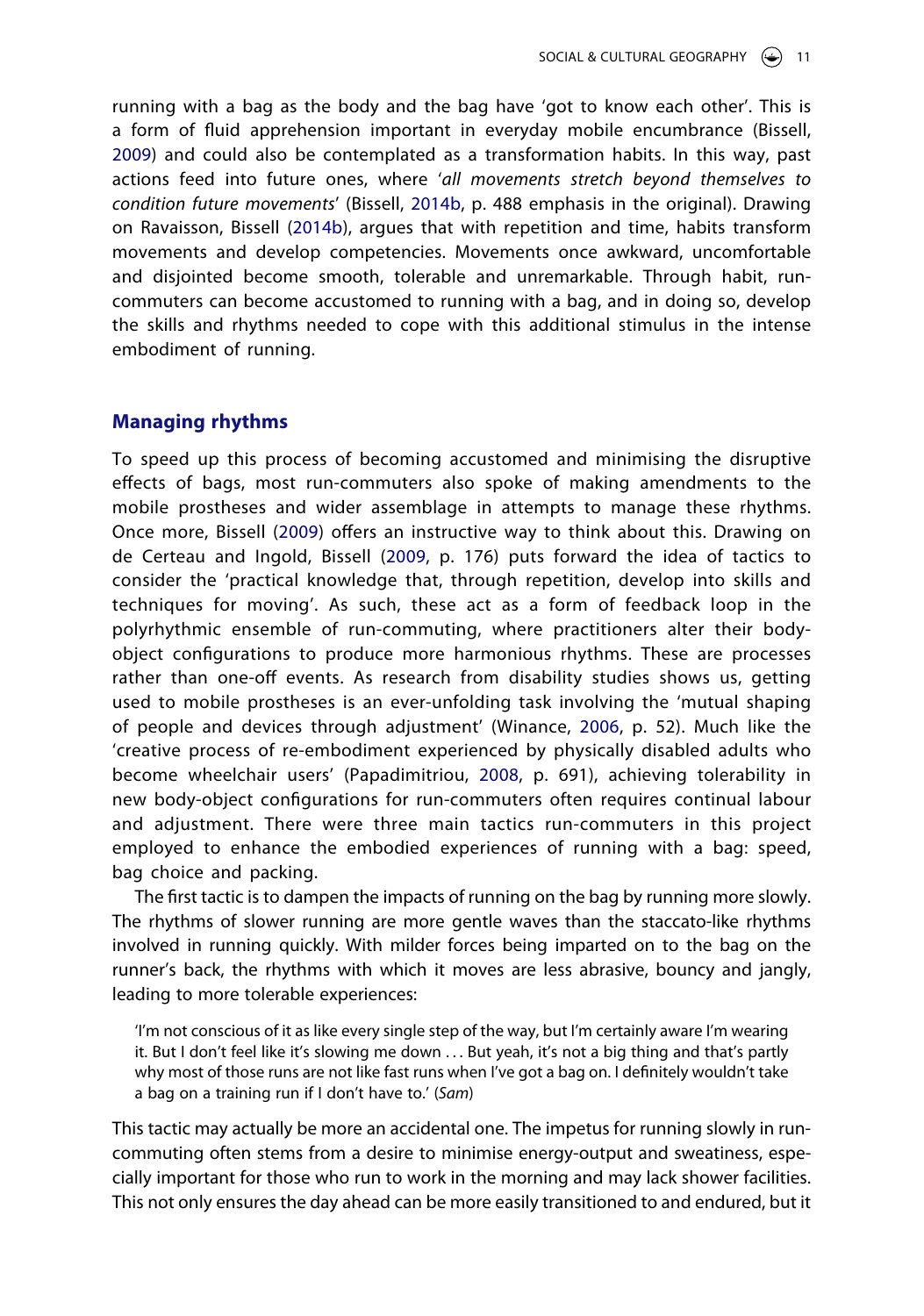running with a bag as the body and the bag have 'got to know each other'. This is a form of fluid apprehension important in everyday mobile encumbrance (Bissell, 2009) and could also be contemplated as a transformation habits. In this way, past actions feed into future ones, where '*all movements stretch beyond themselves to condition future movements*' (Bissell, 2014b, p. 488 emphasis in the original). Drawing on Ravaisson, Bissell (2014b), argues that with repetition and time, habits transform movements and develop competencies. Movements once awkward, uncomfortable and disjointed become smooth, tolerable and unremarkable. Through habit, run-commuters can become accustomed to running with a bag, and in doing so, develop the skills and rhythms needed to cope with this additional stimulus in the intense embodiment of running.

## Managing rhythms

To speed up this process of becoming accustomed and minimising the disruptive effects of bags, most run-commuters also spoke of making amendments to the mobile prostheses and wider assemblage in attempts to manage these rhythms. Once more, Bissell (2009) offers an instructive way to think about this. Drawing on de Certeau and Ingold, Bissell (2009, p. 176) puts forward the idea of tactics to consider the 'practical knowledge that, through repetition, develop into skills and techniques for moving'. As such, these act as a form of feedback loop in the polyrhythmic ensemble of run-commuting, where practitioners alter their body-object configurations to produce more harmonious rhythms. These are processes rather than one-off events. As research from disability studies shows us, getting used to mobile prostheses is an ever-unfolding task involving the 'mutual shaping of people and devices through adjustment' (Winance, 2006, p. 52). Much like the 'creative process of re-embodiment experienced by physically disabled adults who become wheelchair users' (Papadimitriou, 2008, p. 691), achieving tolerability in new body-object configurations for run-commuters often requires continual labour and adjustment. There were three main tactics run-commuters in this project employed to enhance the embodied experiences of running with a bag: speed, bag choice and packing.

The first tactic is to dampen the impacts of running on the bag by running more slowly. The rhythms of slower running are more gentle waves than the staccato-like rhythms involved in running quickly. With milder forces being imparted on to the bag on the runner's back, the rhythms with which it moves are less abrasive, bouncy and jangly, leading to more tolerable experiences:

> 'I'm not conscious of it as like every single step of the way, but I'm certainly aware I'm wearing it. But I don't feel like it's slowing me down ... But yeah, it's not a big thing and that's partly why most of those runs are not like fast runs when I've got a bag on. I definitely wouldn't take a bag on a training run if I don't have to.' (*Sam*)

This tactic may actually be more an accidental one. The impetus for running slowly in run-commuting often stems from a desire to minimise energy-output and sweatiness, especially important for those who run to work in the morning and may lack shower facilities. This not only ensures the day ahead can be more easily transitioned to and endured, but it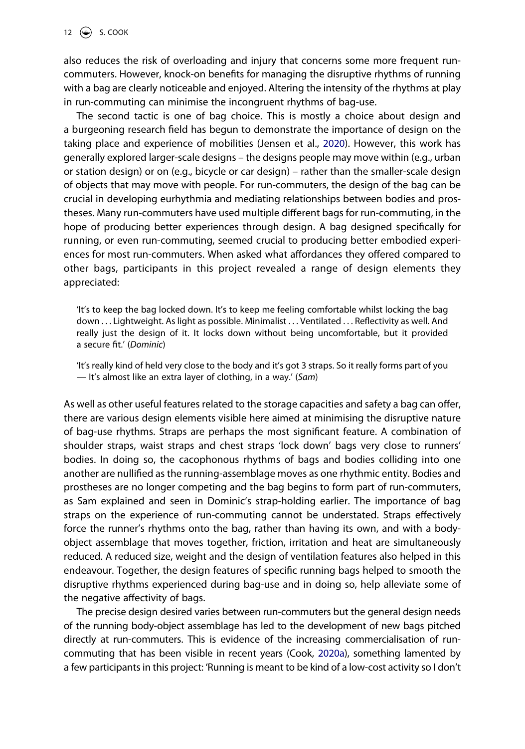also reduces the risk of overloading and injury that concerns some more frequent run-commuters. However, knock-on benefits for managing the disruptive rhythms of running with a bag are clearly noticeable and enjoyed. Altering the intensity of the rhythms at play in run-commuting can minimise the incongruent rhythms of bag-use.

The second tactic is one of bag choice. This is mostly a choice about design and a burgeoning research field has begun to demonstrate the importance of design on the taking place and experience of mobilities (Jensen et al., 2020). However, this work has generally explored larger-scale designs – the designs people may move within (e.g., urban or station design) or on (e.g., bicycle or car design) – rather than the smaller-scale design of objects that may move with people. For run-commuters, the design of the bag can be crucial in developing eurhythmia and mediating relationships between bodies and prostheses. Many run-commuters have used multiple different bags for run-commuting, in the hope of producing better experiences through design. A bag designed specifically for running, or even run-commuting, seemed crucial to producing better embodied experiences for most run-commuters. When asked what affordances they offered compared to other bags, participants in this project revealed a range of design elements they appreciated:

> 'It's to keep the bag locked down. It's to keep me feeling comfortable whilst locking the bag down . . . Lightweight. As light as possible. Minimalist . . . Ventilated . . . Reflectivity as well. And really just the design of it. It locks down without being uncomfortable, but it provided a secure fit.' (*Dominic*)

> 'It's really kind of held very close to the body and it's got 3 straps. So it really forms part of you — It's almost like an extra layer of clothing, in a way.' (*Sam*)

As well as other useful features related to the storage capacities and safety a bag can offer, there are various design elements visible here aimed at minimising the disruptive nature of bag-use rhythms. Straps are perhaps the most significant feature. A combination of shoulder straps, waist straps and chest straps 'lock down' bags very close to runners' bodies. In doing so, the cacophonous rhythms of bags and bodies colliding into one another are nullified as the running-assemblage moves as one rhythmic entity. Bodies and prostheses are no longer competing and the bag begins to form part of run-commuters, as Sam explained and seen in Dominic's strap-holding earlier. The importance of bag straps on the experience of run-commuting cannot be understated. Straps effectively force the runner's rhythms onto the bag, rather than having its own, and with a body-object assemblage that moves together, friction, irritation and heat are simultaneously reduced. A reduced size, weight and the design of ventilation features also helped in this endeavour. Together, the design features of specific running bags helped to smooth the disruptive rhythms experienced during bag-use and in doing so, help alleviate some of the negative affectivity of bags.

The precise design desired varies between run-commuters but the general design needs of the running body-object assemblage has led to the development of new bags pitched directly at run-commuters. This is evidence of the increasing commercialisation of run-commuting that has been visible in recent years (Cook, 2020a), something lamented by a few participants in this project: 'Running is meant to be kind of a low-cost activity so I don't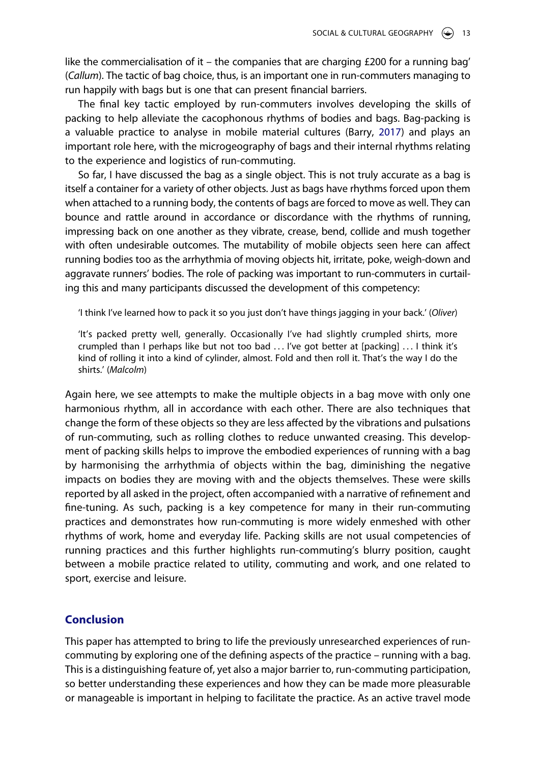like the commercialisation of it – the companies that are charging £200 for a running bag' (*Callum*). The tactic of bag choice, thus, is an important one in run-commuters managing to run happily with bags but is one that can present financial barriers.

The final key tactic employed by run-commuters involves developing the skills of packing to help alleviate the cacophonous rhythms of bodies and bags. Bag-packing is a valuable practice to analyse in mobile material cultures (Barry, 2017) and plays an important role here, with the microgeography of bags and their internal rhythms relating to the experience and logistics of run-commuting.

So far, I have discussed the bag as a single object. This is not truly accurate as a bag is itself a container for a variety of other objects. Just as bags have rhythms forced upon them when attached to a running body, the contents of bags are forced to move as well. They can bounce and rattle around in accordance or discordance with the rhythms of running, impressing back on one another as they vibrate, crease, bend, collide and mush together with often undesirable outcomes. The mutability of mobile objects seen here can affect running bodies too as the arrhythmia of moving objects hit, irritate, poke, weigh-down and aggravate runners' bodies. The role of packing was important to run-commuters in curtailing this and many participants discussed the development of this competency:

> 'I think I've learned how to pack it so you just don't have things jagging in your back.' (*Oliver*)

> 'It's packed pretty well, generally. Occasionally I've had slightly crumpled shirts, more crumpled than I perhaps like but not too bad . . . I've got better at [packing] . . . I think it's kind of rolling it into a kind of cylinder, almost. Fold and then roll it. That's the way I do the shirts.' (*Malcolm*)

Again here, we see attempts to make the multiple objects in a bag move with only one harmonious rhythm, all in accordance with each other. There are also techniques that change the form of these objects so they are less affected by the vibrations and pulsations of run-commuting, such as rolling clothes to reduce unwanted creasing. This development of packing skills helps to improve the embodied experiences of running with a bag by harmonising the arrhythmia of objects within the bag, diminishing the negative impacts on bodies they are moving with and the objects themselves. These were skills reported by all asked in the project, often accompanied with a narrative of refinement and fine-tuning. As such, packing is a key competence for many in their run-commuting practices and demonstrates how run-commuting is more widely enmeshed with other rhythms of work, home and everyday life. Packing skills are not usual competencies of running practices and this further highlights run-commuting's blurry position, caught between a mobile practice related to utility, commuting and work, and one related to sport, exercise and leisure.

## Conclusion

This paper has attempted to bring to life the previously unresearched experiences of run-commuting by exploring one of the defining aspects of the practice – running with a bag. This is a distinguishing feature of, yet also a major barrier to, run-commuting participation, so better understanding these experiences and how they can be made more pleasurable or manageable is important in helping to facilitate the practice. As an active travel mode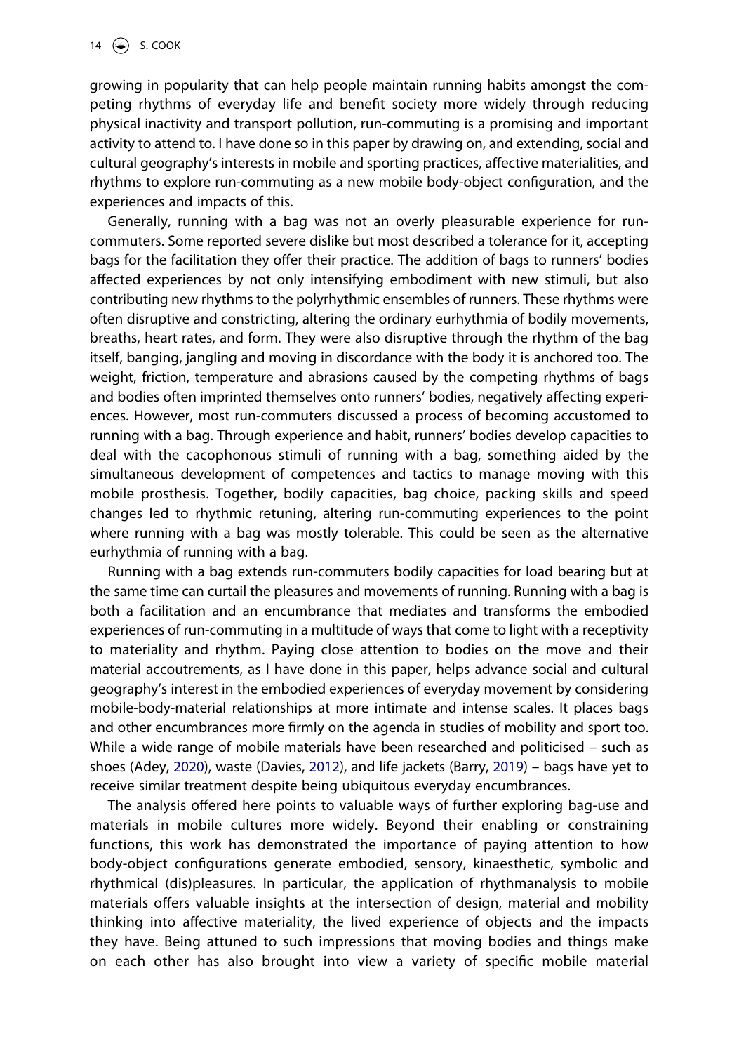growing in popularity that can help people maintain running habits amongst the competing rhythms of everyday life and benefit society more widely through reducing physical inactivity and transport pollution, run-commuting is a promising and important activity to attend to. I have done so in this paper by drawing on, and extending, social and cultural geography's interests in mobile and sporting practices, affective materialities, and rhythms to explore run-commuting as a new mobile body-object configuration, and the experiences and impacts of this.

Generally, running with a bag was not an overly pleasurable experience for run-commuters. Some reported severe dislike but most described a tolerance for it, accepting bags for the facilitation they offer their practice. The addition of bags to runners' bodies affected experiences by not only intensifying embodiment with new stimuli, but also contributing new rhythms to the polyrhythmic ensembles of runners. These rhythms were often disruptive and constricting, altering the ordinary eurhythmia of bodily movements, breaths, heart rates, and form. They were also disruptive through the rhythm of the bag itself, banging, jangling and moving in discordance with the body it is anchored too. The weight, friction, temperature and abrasions caused by the competing rhythms of bags and bodies often imprinted themselves onto runners' bodies, negatively affecting experiences. However, most run-commuters discussed a process of becoming accustomed to running with a bag. Through experience and habit, runners' bodies develop capacities to deal with the cacophonous stimuli of running with a bag, something aided by the simultaneous development of competences and tactics to manage moving with this mobile prosthesis. Together, bodily capacities, bag choice, packing skills and speed changes led to rhythmic retuning, altering run-commuting experiences to the point where running with a bag was mostly tolerable. This could be seen as the alternative eurhythmia of running with a bag.

Running with a bag extends run-commuters bodily capacities for load bearing but at the same time can curtail the pleasures and movements of running. Running with a bag is both a facilitation and an encumbrance that mediates and transforms the embodied experiences of run-commuting in a multitude of ways that come to light with a receptivity to materiality and rhythm. Paying close attention to bodies on the move and their material accoutrements, as I have done in this paper, helps advance social and cultural geography's interest in the embodied experiences of everyday movement by considering mobile-body-material relationships at more intimate and intense scales. It places bags and other encumbrances more firmly on the agenda in studies of mobility and sport too. While a wide range of mobile materials have been researched and politicised – such as shoes (Adey, 2020), waste (Davies, 2012), and life jackets (Barry, 2019) – bags have yet to receive similar treatment despite being ubiquitous everyday encumbrances.

The analysis offered here points to valuable ways of further exploring bag-use and materials in mobile cultures more widely. Beyond their enabling or constraining functions, this work has demonstrated the importance of paying attention to how body-object configurations generate embodied, sensory, kinaesthetic, symbolic and rhythmical (dis)pleasures. In particular, the application of rhythmanalysis to mobile materials offers valuable insights at the intersection of design, material and mobility thinking into affective materiality, the lived experience of objects and the impacts they have. Being attuned to such impressions that moving bodies and things make on each other has also brought into view a variety of specific mobile material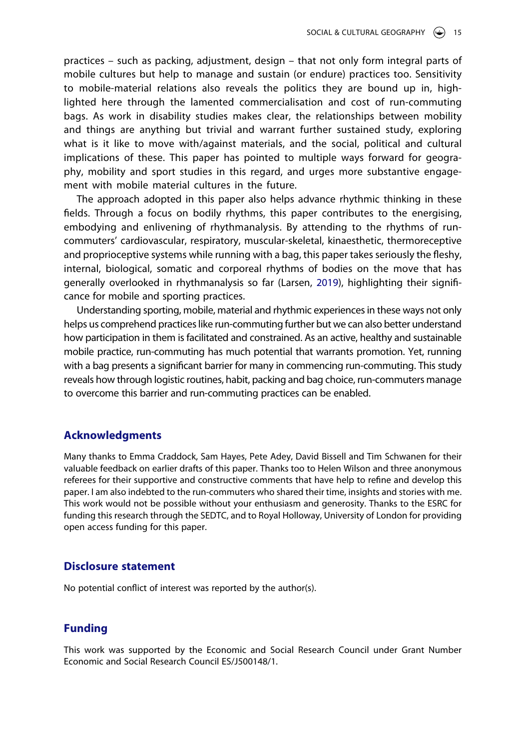practices – such as packing, adjustment, design – that not only form integral parts of mobile cultures but help to manage and sustain (or endure) practices too. Sensitivity to mobile-material relations also reveals the politics they are bound up in, highlighted here through the lamented commercialisation and cost of run-commuting bags. As work in disability studies makes clear, the relationships between mobility and things are anything but trivial and warrant further sustained study, exploring what is it like to move with/against materials, and the social, political and cultural implications of these. This paper has pointed to multiple ways forward for geography, mobility and sport studies in this regard, and urges more substantive engagement with mobile material cultures in the future.

The approach adopted in this paper also helps advance rhythmic thinking in these fields. Through a focus on bodily rhythms, this paper contributes to the energising, embodying and enlivening of rhythmanalysis. By attending to the rhythms of run-commuters' cardiovascular, respiratory, muscular-skeletal, kinaesthetic, thermoreceptive and proprioceptive systems while running with a bag, this paper takes seriously the fleshy, internal, biological, somatic and corporeal rhythms of bodies on the move that has generally overlooked in rhythmanalysis so far (Larsen, 2019), highlighting their significance for mobile and sporting practices.

Understanding sporting, mobile, material and rhythmic experiences in these ways not only helps us comprehend practices like run-commuting further but we can also better understand how participation in them is facilitated and constrained. As an active, healthy and sustainable mobile practice, run-commuting has much potential that warrants promotion. Yet, running with a bag presents a significant barrier for many in commencing run-commuting. This study reveals how through logistic routines, habit, packing and bag choice, run-commuters manage to overcome this barrier and run-commuting practices can be enabled.

## Acknowledgments

Many thanks to Emma Craddock, Sam Hayes, Pete Adey, David Bissell and Tim Schwanen for their valuable feedback on earlier drafts of this paper. Thanks too to Helen Wilson and three anonymous referees for their supportive and constructive comments that have help to refine and develop this paper. I am also indebted to the run-commuters who shared their time, insights and stories with me. This work would not be possible without your enthusiasm and generosity. Thanks to the ESRC for funding this research through the SEDTC, and to Royal Holloway, University of London for providing open access funding for this paper.

## Disclosure statement

No potential conflict of interest was reported by the author(s).

## Funding

This work was supported by the Economic and Social Research Council under Grant Number Economic and Social Research Council ES/J500148/1.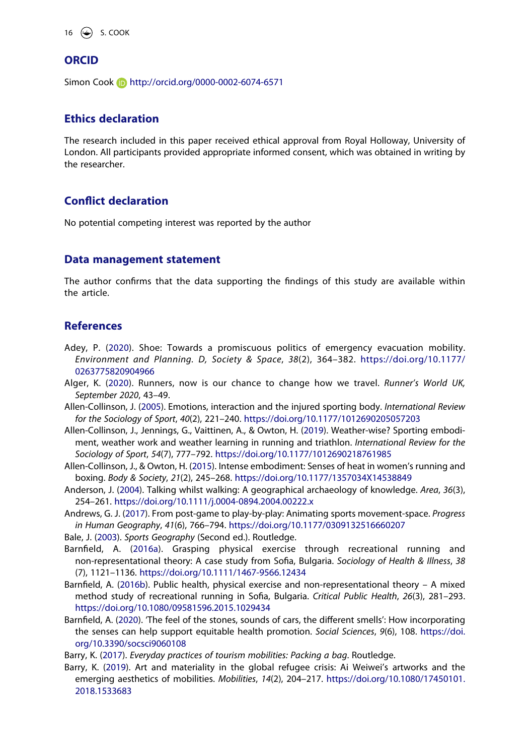## ORCID

Simon Cook http://orcid.org/0000-0002-6074-6571

## Ethics declaration

The research included in this paper received ethical approval from Royal Holloway, University of London. All participants provided appropriate informed consent, which was obtained in writing by the researcher.

## Conflict declaration

No potential competing interest was reported by the author

## Data management statement

The author confirms that the data supporting the findings of this study are available within the article.

## References

Adey, P. (2020). Shoe: Towards a promiscuous politics of emergency evacuation mobility. *Environment and Planning. D, Society & Space*, *38*(2), 364–382. https://doi.org/10.1177/0263775820904966

Alger, K. (2020). Runners, now is our chance to change how we travel. *Runner's World UK, September 2020*, 43–49.

Allen-Collinson, J. (2005). Emotions, interaction and the injured sporting body. *International Review for the Sociology of Sport*, *40*(2), 221–240. https://doi.org/10.1177/1012690205057203

Allen-Collinson, J., Jennings, G., Vaittinen, A., & Owton, H. (2019). Weather-wise? Sporting embodiment, weather work and weather learning in running and triathlon. *International Review for the Sociology of Sport*, *54*(7), 777–792. https://doi.org/10.1177/1012690218761985

Allen-Collinson, J., & Owton, H. (2015). Intense embodiment: Senses of heat in women's running and boxing. *Body & Society*, *21*(2), 245–268. https://doi.org/10.1177/1357034X14538849

Anderson, J. (2004). Talking whilst walking: A geographical archaeology of knowledge. *Area*, *36*(3), 254–261. https://doi.org/10.1111/j.0004-0894.2004.00222.x

Andrews, G. J. (2017). From post-game to play-by-play: Animating sports movement-space. *Progress in Human Geography*, *41*(6), 766–794. https://doi.org/10.1177/0309132516660207

Bale, J. (2003). *Sports Geography* (Second ed.). Routledge.

Barnfield, A. (2016a). Grasping physical exercise through recreational running and non-representational theory: A case study from Sofia, Bulgaria. *Sociology of Health & Illness*, *38* (7), 1121–1136. https://doi.org/10.1111/1467-9566.12434

Barnfield, A. (2016b). Public health, physical exercise and non-representational theory – A mixed method study of recreational running in Sofia, Bulgaria. *Critical Public Health*, *26*(3), 281–293. https://doi.org/10.1080/09581596.2015.1029434

Barnfield, A. (2020). 'The feel of the stones, sounds of cars, the different smells': How incorporating the senses can help support equitable health promotion. *Social Sciences*, *9*(6), 108. https://doi.org/10.3390/socsci9060108

Barry, K. (2017). *Everyday practices of tourism mobilities: Packing a bag*. Routledge.

Barry, K. (2019). Art and materiality in the global refugee crisis: Ai Weiwei's artworks and the emerging aesthetics of mobilities. *Mobilities*, *14*(2), 204–217. https://doi.org/10.1080/17450101.2018.1533683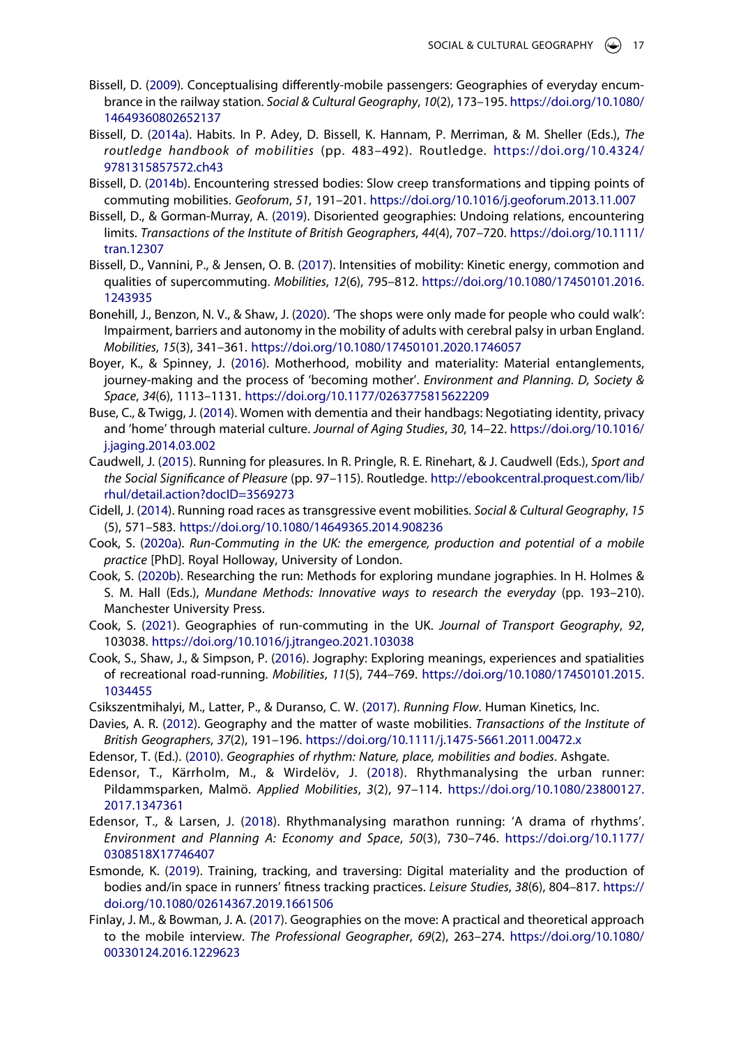Bissell, D. (2009). Conceptualising differently-mobile passengers: Geographies of everyday encumbrance in the railway station. *Social & Cultural Geography*, *10*(2), 173–195. https://doi.org/10.1080/14649360802652137

Bissell, D. (2014a). Habits. In P. Adey, D. Bissell, K. Hannam, P. Merriman, & M. Sheller (Eds.), *The routledge handbook of mobilities* (pp. 483–492). Routledge. https://doi.org/10.4324/9781315857572.ch43

Bissell, D. (2014b). Encountering stressed bodies: Slow creep transformations and tipping points of commuting mobilities. *Geoforum*, *51*, 191–201. https://doi.org/10.1016/j.geoforum.2013.11.007

Bissell, D., & Gorman-Murray, A. (2019). Disoriented geographies: Undoing relations, encountering limits. *Transactions of the Institute of British Geographers*, *44*(4), 707–720. https://doi.org/10.1111/tran.12307

Bissell, D., Vannini, P., & Jensen, O. B. (2017). Intensities of mobility: Kinetic energy, commotion and qualities of supercommuting. *Mobilities*, *12*(6), 795–812. https://doi.org/10.1080/17450101.2016.1243935

Bonehill, J., Benzon, N. V., & Shaw, J. (2020). 'The shops were only made for people who could walk': Impairment, barriers and autonomy in the mobility of adults with cerebral palsy in urban England. *Mobilities*, *15*(3), 341–361. https://doi.org/10.1080/17450101.2020.1746057

Boyer, K., & Spinney, J. (2016). Motherhood, mobility and materiality: Material entanglements, journey-making and the process of 'becoming mother'. *Environment and Planning. D, Society & Space*, *34*(6), 1113–1131. https://doi.org/10.1177/0263775815622209

Buse, C., & Twigg, J. (2014). Women with dementia and their handbags: Negotiating identity, privacy and 'home' through material culture. *Journal of Aging Studies*, *30*, 14–22. https://doi.org/10.1016/j.jaging.2014.03.002

Caudwell, J. (2015). Running for pleasures. In R. Pringle, R. E. Rinehart, & J. Caudwell (Eds.), *Sport and the Social Significance of Pleasure* (pp. 97–115). Routledge. http://ebookcentral.proquest.com/lib/rhul/detail.action?docID=3569273

Cidell, J. (2014). Running road races as transgressive event mobilities. *Social & Cultural Geography*, *15*(5), 571–583. https://doi.org/10.1080/14649365.2014.908236

Cook, S. (2020a). *Run-Commuting in the UK: the emergence, production and potential of a mobile practice* [PhD]. Royal Holloway, University of London.

Cook, S. (2020b). Researching the run: Methods for exploring mundane jographies. In H. Holmes & S. M. Hall (Eds.), *Mundane Methods: Innovative ways to research the everyday* (pp. 193–210). Manchester University Press.

Cook, S. (2021). Geographies of run-commuting in the UK. *Journal of Transport Geography*, *92*, 103038. https://doi.org/10.1016/j.jtrangeo.2021.103038

Cook, S., Shaw, J., & Simpson, P. (2016). Jography: Exploring meanings, experiences and spatialities of recreational road-running. *Mobilities*, *11*(5), 744–769. https://doi.org/10.1080/17450101.2015.1034455

Csikszentmihalyi, M., Latter, P., & Duranso, C. W. (2017). *Running Flow*. Human Kinetics, Inc.

Davies, A. R. (2012). Geography and the matter of waste mobilities. *Transactions of the Institute of British Geographers*, *37*(2), 191–196. https://doi.org/10.1111/j.1475-5661.2011.00472.x

Edensor, T. (Ed.). (2010). *Geographies of rhythm: Nature, place, mobilities and bodies*. Ashgate.

Edensor, T., Kärrholm, M., & Wirdelöv, J. (2018). Rhythmanalysing the urban runner: Pildammsparken, Malmö. *Applied Mobilities*, *3*(2), 97–114. https://doi.org/10.1080/23800127.2017.1347361

Edensor, T., & Larsen, J. (2018). Rhythmanalysing marathon running: 'A drama of rhythms'. *Environment and Planning A: Economy and Space*, *50*(3), 730–746. https://doi.org/10.1177/0308518X17746407

Esmonde, K. (2019). Training, tracking, and traversing: Digital materiality and the production of bodies and/in space in runners' fitness tracking practices. *Leisure Studies*, *38*(6), 804–817. https://doi.org/10.1080/02614367.2019.1661506

Finlay, J. M., & Bowman, J. A. (2017). Geographies on the move: A practical and theoretical approach to the mobile interview. *The Professional Geographer*, *69*(2), 263–274. https://doi.org/10.1080/00330124.2016.1229623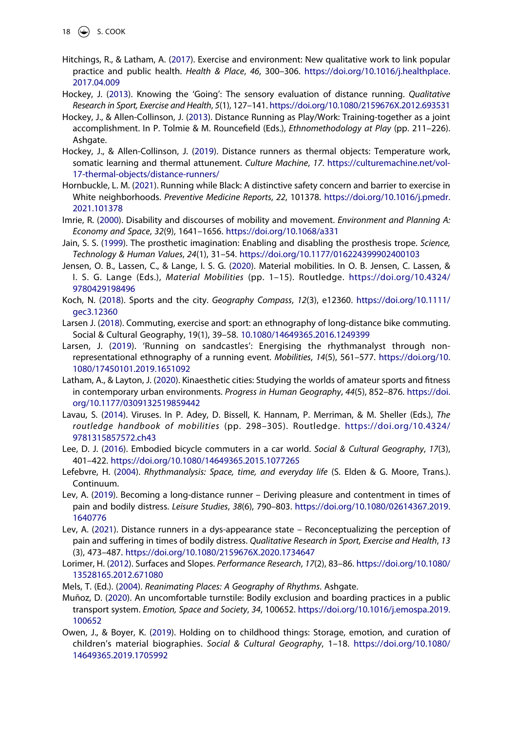Hitchings, R., & Latham, A. (2017). Exercise and environment: New qualitative work to link popular practice and public health. *Health & Place*, *46*, 300–306. https://doi.org/10.1016/j.healthplace.2017.04.009

Hockey, J. (2013). Knowing the 'Going': The sensory evaluation of distance running. *Qualitative Research in Sport, Exercise and Health*, *5*(1), 127–141. https://doi.org/10.1080/2159676X.2012.693531

Hockey, J., & Allen-Collinson, J. (2013). Distance Running as Play/Work: Training-together as a joint accomplishment. In P. Tolmie & M. Rouncefield (Eds.), *Ethnomethodology at Play* (pp. 211–226). Ashgate.

Hockey, J., & Allen-Collinson, J. (2019). Distance runners as thermal objects: Temperature work, somatic learning and thermal attunement. *Culture Machine*, *17*. https://culturemachine.net/vol-17-thermal-objects/distance-runners/

Hornbuckle, L. M. (2021). Running while Black: A distinctive safety concern and barrier to exercise in White neighborhoods. *Preventive Medicine Reports*, *22*, 101378. https://doi.org/10.1016/j.pmedr.2021.101378

Imrie, R. (2000). Disability and discourses of mobility and movement. *Environment and Planning A: Economy and Space*, *32*(9), 1641–1656. https://doi.org/10.1068/a331

Jain, S. S. (1999). The prosthetic imagination: Enabling and disabling the prosthesis trope. *Science, Technology & Human Values*, *24*(1), 31–54. https://doi.org/10.1177/016224399902400103

Jensen, O. B., Lassen, C., & Lange, I. S. G. (2020). Material mobilities. In O. B. Jensen, C. Lassen, & I. S. G. Lange (Eds.), *Material Mobilities* (pp. 1–15). Routledge. https://doi.org/10.4324/9780429198496

Koch, N. (2018). Sports and the city. *Geography Compass*, *12*(3), e12360. https://doi.org/10.1111/gec3.12360

Larsen J. (2018). Commuting, exercise and sport: an ethnography of long-distance bike commuting. Social & Cultural Geography, 19(1), 39–58. 10.1080/14649365.2016.1249399

Larsen, J. (2019). 'Running on sandcastles': Energising the rhythmanalyst through non-representational ethnography of a running event. *Mobilities*, *14*(5), 561–577. https://doi.org/10.1080/17450101.2019.1651092

Latham, A., & Layton, J. (2020). Kinaesthetic cities: Studying the worlds of amateur sports and fitness in contemporary urban environments. *Progress in Human Geography*, *44*(5), 852–876. https://doi.org/10.1177/0309132519859442

Lavau, S. (2014). Viruses. In P. Adey, D. Bissell, K. Hannam, P. Merriman, & M. Sheller (Eds.), *The routledge handbook of mobilities* (pp. 298–305). Routledge. https://doi.org/10.4324/9781315857572.ch43

Lee, D. J. (2016). Embodied bicycle commuters in a car world. *Social & Cultural Geography*, *17*(3), 401–422. https://doi.org/10.1080/14649365.2015.1077265

Lefebvre, H. (2004). *Rhythmanalysis: Space, time, and everyday life* (S. Elden & G. Moore, Trans.). Continuum.

Lev, A. (2019). Becoming a long-distance runner – Deriving pleasure and contentment in times of pain and bodily distress. *Leisure Studies*, *38*(6), 790–803. https://doi.org/10.1080/02614367.2019.1640776

Lev, A. (2021). Distance runners in a dys-appearance state – Reconceptualizing the perception of pain and suffering in times of bodily distress. *Qualitative Research in Sport, Exercise and Health*, *13*(3), 473–487. https://doi.org/10.1080/2159676X.2020.1734647

Lorimer, H. (2012). Surfaces and Slopes. *Performance Research*, *17*(2), 83–86. https://doi.org/10.1080/13528165.2012.671080

Mels, T. (Ed.). (2004). *Reanimating Places: A Geography of Rhythms*. Ashgate.

Muñoz, D. (2020). An uncomfortable turnstile: Bodily exclusion and boarding practices in a public transport system. *Emotion, Space and Society*, *34*, 100652. https://doi.org/10.1016/j.emospa.2019.100652

Owen, J., & Boyer, K. (2019). Holding on to childhood things: Storage, emotion, and curation of children's material biographies. *Social & Cultural Geography*, 1–18. https://doi.org/10.1080/14649365.2019.1705992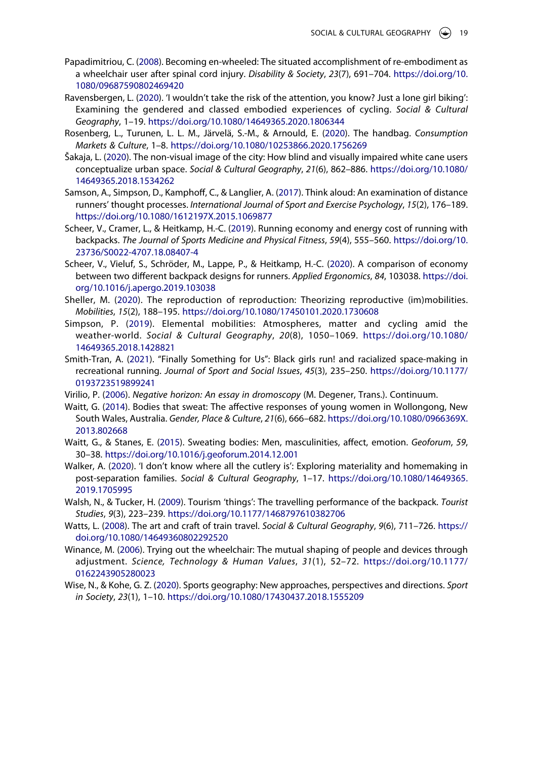Papadimitriou, C. (2008). Becoming en-wheeled: The situated accomplishment of re-embodiment as a wheelchair user after spinal cord injury. *Disability & Society*, *23*(7), 691–704. https://doi.org/10.1080/09687590802469420

Ravensbergen, L. (2020). 'I wouldn't take the risk of the attention, you know? Just a lone girl biking': Examining the gendered and classed embodied experiences of cycling. *Social & Cultural Geography*, 1–19. https://doi.org/10.1080/14649365.2020.1806344

Rosenberg, L., Turunen, L. L. M., Järvelä, S.-M., & Arnould, E. (2020). The handbag. *Consumption Markets & Culture*, 1–8. https://doi.org/10.1080/10253866.2020.1756269

Šakaja, L. (2020). The non-visual image of the city: How blind and visually impaired white cane users conceptualize urban space. *Social & Cultural Geography*, *21*(6), 862–886. https://doi.org/10.1080/14649365.2018.1534262

Samson, A., Simpson, D., Kamphoff, C., & Langlier, A. (2017). Think aloud: An examination of distance runners' thought processes. *International Journal of Sport and Exercise Psychology*, *15*(2), 176–189. https://doi.org/10.1080/1612197X.2015.1069877

Scheer, V., Cramer, L., & Heitkamp, H.-C. (2019). Running economy and energy cost of running with backpacks. *The Journal of Sports Medicine and Physical Fitness*, *59*(4), 555–560. https://doi.org/10.23736/S0022-4707.18.08407-4

Scheer, V., Vieluf, S., Schröder, M., Lappe, P., & Heitkamp, H.-C. (2020). A comparison of economy between two different backpack designs for runners. *Applied Ergonomics*, *84*, 103038. https://doi.org/10.1016/j.apergo.2019.103038

Sheller, M. (2020). The reproduction of reproduction: Theorizing reproductive (im)mobilities. *Mobilities*, *15*(2), 188–195. https://doi.org/10.1080/17450101.2020.1730608

Simpson, P. (2019). Elemental mobilities: Atmospheres, matter and cycling amid the weather-world. *Social & Cultural Geography*, *20*(8), 1050–1069. https://doi.org/10.1080/14649365.2018.1428821

Smith-Tran, A. (2021). "Finally Something for Us": Black girls run! and racialized space-making in recreational running. *Journal of Sport and Social Issues*, *45*(3), 235–250. https://doi.org/10.1177/0193723519899241

Virilio, P. (2006). *Negative horizon: An essay in dromoscopy* (M. Degener, Trans.). Continuum.

Waitt, G. (2014). Bodies that sweat: The affective responses of young women in Wollongong, New South Wales, Australia. *Gender, Place & Culture*, *21*(6), 666–682. https://doi.org/10.1080/0966369X.2013.802668

Waitt, G., & Stanes, E. (2015). Sweating bodies: Men, masculinities, affect, emotion. *Geoforum*, *59*, 30–38. https://doi.org/10.1016/j.geoforum.2014.12.001

Walker, A. (2020). 'I don't know where all the cutlery is': Exploring materiality and homemaking in post-separation families. *Social & Cultural Geography*, 1–17. https://doi.org/10.1080/14649365.2019.1705995

Walsh, N., & Tucker, H. (2009). Tourism 'things': The travelling performance of the backpack. *Tourist Studies*, *9*(3), 223–239. https://doi.org/10.1177/1468797610382706

Watts, L. (2008). The art and craft of train travel. *Social & Cultural Geography*, *9*(6), 711–726. https://doi.org/10.1080/14649360802292520

Winance, M. (2006). Trying out the wheelchair: The mutual shaping of people and devices through adjustment. *Science, Technology & Human Values*, *31*(1), 52–72. https://doi.org/10.1177/0162243905280023

Wise, N., & Kohe, G. Z. (2020). Sports geography: New approaches, perspectives and directions. *Sport in Society*, *23*(1), 1–10. https://doi.org/10.1080/17430437.2018.1555209